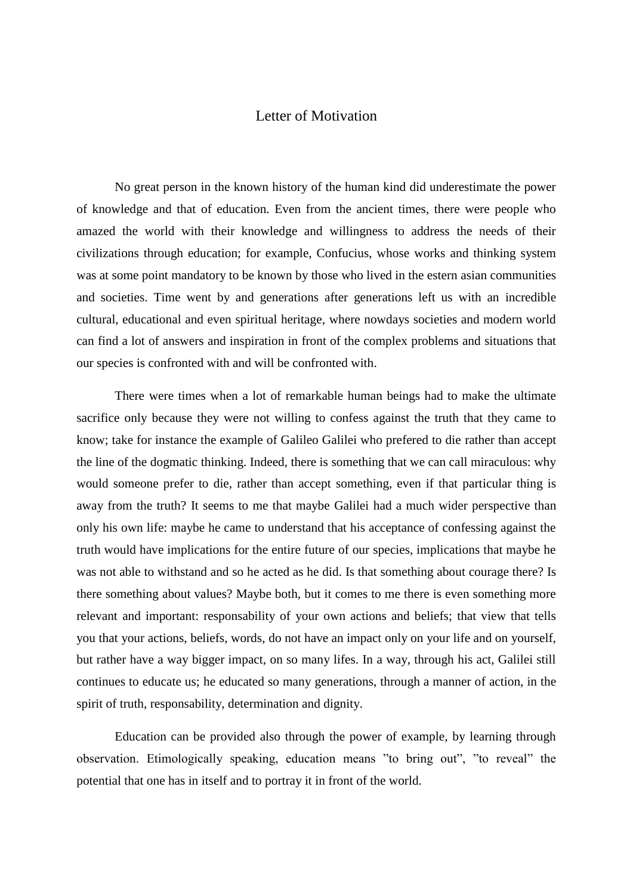# Letter of Motivation

No great person in the known history of the human kind did underestimate the power of knowledge and that of education. Even from the ancient times, there were people who amazed the world with their knowledge and willingness to address the needs of their civilizations through education; for example, Confucius, whose works and thinking system was at some point mandatory to be known by those who lived in the estern asian communities and societies. Time went by and generations after generations left us with an incredible cultural, educational and even spiritual heritage, where nowdays societies and modern world can find a lot of answers and inspiration in front of the complex problems and situations that our species is confronted with and will be confronted with.

There were times when a lot of remarkable human beings had to make the ultimate sacrifice only because they were not willing to confess against the truth that they came to know; take for instance the example of Galileo Galilei who prefered to die rather than accept the line of the dogmatic thinking. Indeed, there is something that we can call miraculous: why would someone prefer to die, rather than accept something, even if that particular thing is away from the truth? It seems to me that maybe Galilei had a much wider perspective than only his own life: maybe he came to understand that his acceptance of confessing against the truth would have implications for the entire future of our species, implications that maybe he was not able to withstand and so he acted as he did. Is that something about courage there? Is there something about values? Maybe both, but it comes to me there is even something more relevant and important: responsability of your own actions and beliefs; that view that tells you that your actions, beliefs, words, do not have an impact only on your life and on yourself, but rather have a way bigger impact, on so many lifes. In a way, through his act, Galilei still continues to educate us; he educated so many generations, through a manner of action, in the spirit of truth, responsability, determination and dignity.

Education can be provided also through the power of example, by learning through observation. Etimologically speaking, education means ”to bring out”, ”to reveal” the potential that one has in itself and to portray it in front of the world.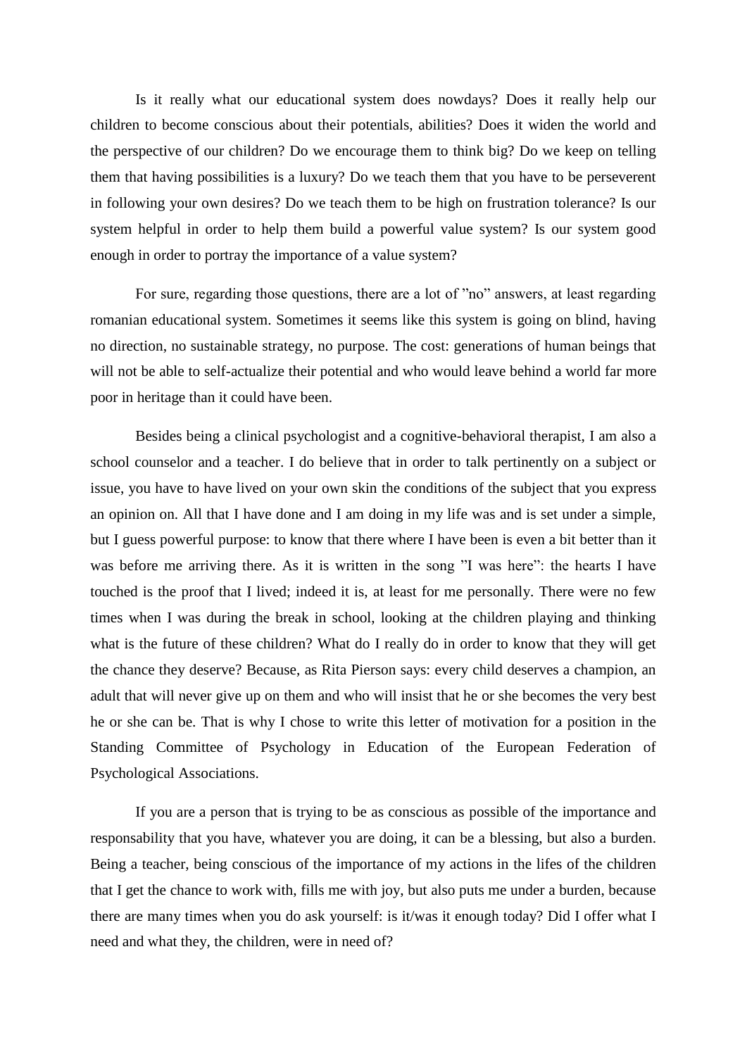Is it really what our educational system does nowdays? Does it really help our children to become conscious about their potentials, abilities? Does it widen the world and the perspective of our children? Do we encourage them to think big? Do we keep on telling them that having possibilities is a luxury? Do we teach them that you have to be perseverent in following your own desires? Do we teach them to be high on frustration tolerance? Is our system helpful in order to help them build a powerful value system? Is our system good enough in order to portray the importance of a value system?

For sure, regarding those questions, there are a lot of ”no” answers, at least regarding romanian educational system. Sometimes it seems like this system is going on blind, having no direction, no sustainable strategy, no purpose. The cost: generations of human beings that will not be able to self-actualize their potential and who would leave behind a world far more poor in heritage than it could have been.

Besides being a clinical psychologist and a cognitive-behavioral therapist, I am also a school counselor and a teacher. I do believe that in order to talk pertinently on a subject or issue, you have to have lived on your own skin the conditions of the subject that you express an opinion on. All that I have done and I am doing in my life was and is set under a simple, but I guess powerful purpose: to know that there where I have been is even a bit better than it was before me arriving there. As it is written in the song ”I was here”: the hearts I have touched is the proof that I lived; indeed it is, at least for me personally. There were no few times when I was during the break in school, looking at the children playing and thinking what is the future of these children? What do I really do in order to know that they will get the chance they deserve? Because, as Rita Pierson says: every child deserves a champion, an adult that will never give up on them and who will insist that he or she becomes the very best he or she can be. That is why I chose to write this letter of motivation for a position in the Standing Committee of Psychology in Education of the European Federation of Psychological Associations.

If you are a person that is trying to be as conscious as possible of the importance and responsability that you have, whatever you are doing, it can be a blessing, but also a burden. Being a teacher, being conscious of the importance of my actions in the lifes of the children that I get the chance to work with, fills me with joy, but also puts me under a burden, because there are many times when you do ask yourself: is it/was it enough today? Did I offer what I need and what they, the children, were in need of?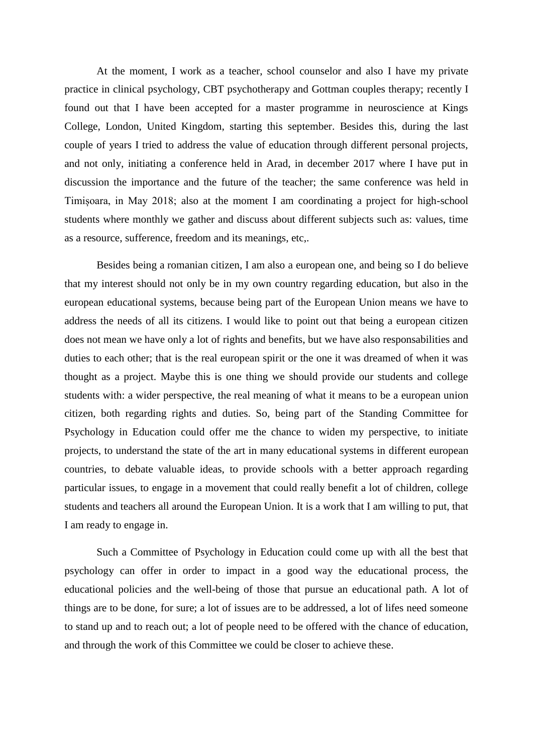At the moment, I work as a teacher, school counselor and also I have my private practice in clinical psychology, CBT psychotherapy and Gottman couples therapy; recently I found out that I have been accepted for a master programme in neuroscience at Kings College, London, United Kingdom, starting this september. Besides this, during the last couple of years I tried to address the value of education through different personal projects, and not only, initiating a conference held in Arad, in december 2017 where I have put in discussion the importance and the future of the teacher; the same conference was held in Timișoara, in May 2018; also at the moment I am coordinating a project for high-school students where monthly we gather and discuss about different subjects such as: values, time as a resource, sufference, freedom and its meanings, etc,.

Besides being a romanian citizen, I am also a european one, and being so I do believe that my interest should not only be in my own country regarding education, but also in the european educational systems, because being part of the European Union means we have to address the needs of all its citizens. I would like to point out that being a european citizen does not mean we have only a lot of rights and benefits, but we have also responsabilities and duties to each other; that is the real european spirit or the one it was dreamed of when it was thought as a project. Maybe this is one thing we should provide our students and college students with: a wider perspective, the real meaning of what it means to be a european union citizen, both regarding rights and duties. So, being part of the Standing Committee for Psychology in Education could offer me the chance to widen my perspective, to initiate projects, to understand the state of the art in many educational systems in different european countries, to debate valuable ideas, to provide schools with a better approach regarding particular issues, to engage in a movement that could really benefit a lot of children, college students and teachers all around the European Union. It is a work that I am willing to put, that I am ready to engage in.

Such a Committee of Psychology in Education could come up with all the best that psychology can offer in order to impact in a good way the educational process, the educational policies and the well-being of those that pursue an educational path. A lot of things are to be done, for sure; a lot of issues are to be addressed, a lot of lifes need someone to stand up and to reach out; a lot of people need to be offered with the chance of education, and through the work of this Committee we could be closer to achieve these.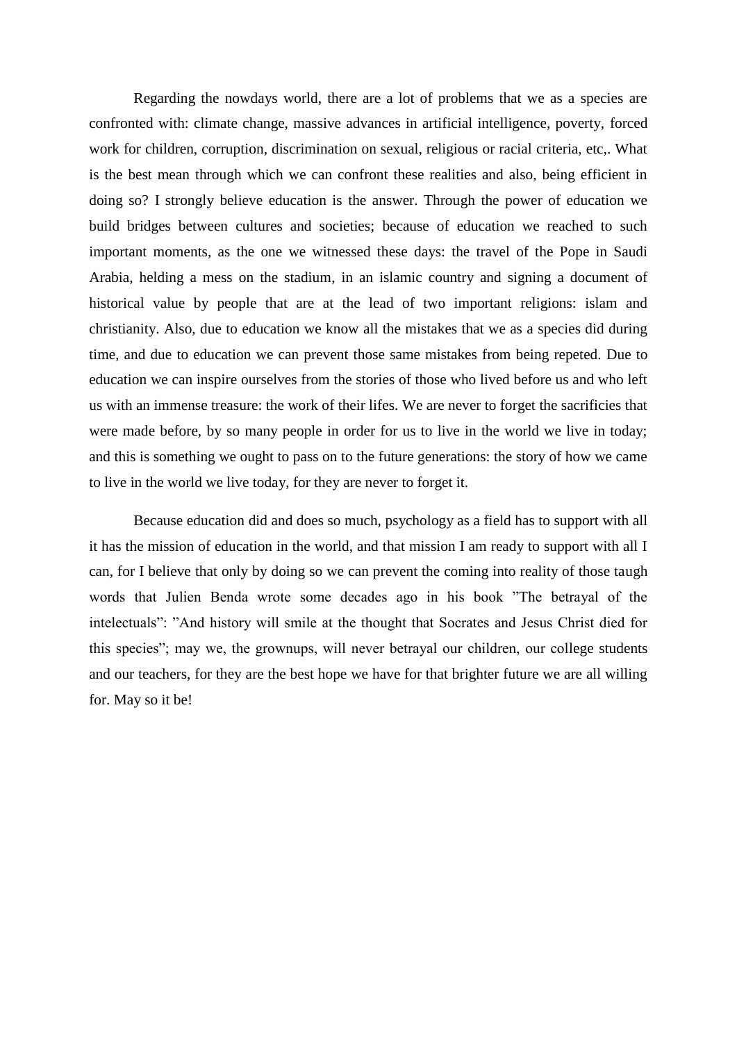Regarding the nowdays world, there are a lot of problems that we as a species are confronted with: climate change, massive advances in artificial intelligence, poverty, forced work for children, corruption, discrimination on sexual, religious or racial criteria, etc,. What is the best mean through which we can confront these realities and also, being efficient in doing so? I strongly believe education is the answer. Through the power of education we build bridges between cultures and societies; because of education we reached to such important moments, as the one we witnessed these days: the travel of the Pope in Saudi Arabia, helding a mess on the stadium, in an islamic country and signing a document of historical value by people that are at the lead of two important religions: islam and christianity. Also, due to education we know all the mistakes that we as a species did during time, and due to education we can prevent those same mistakes from being repeted. Due to education we can inspire ourselves from the stories of those who lived before us and who left us with an immense treasure: the work of their lifes. We are never to forget the sacrificies that were made before, by so many people in order for us to live in the world we live in today; and this is something we ought to pass on to the future generations: the story of how we came to live in the world we live today, for they are never to forget it.

Because education did and does so much, psychology as a field has to support with all it has the mission of education in the world, and that mission I am ready to support with all I can, for I believe that only by doing so we can prevent the coming into reality of those taugh words that Julien Benda wrote some decades ago in his book ”The betrayal of the intelectuals”: ”And history will smile at the thought that Socrates and Jesus Christ died for this species”; may we, the grownups, will never betrayal our children, our college students and our teachers, for they are the best hope we have for that brighter future we are all willing for. May so it be!